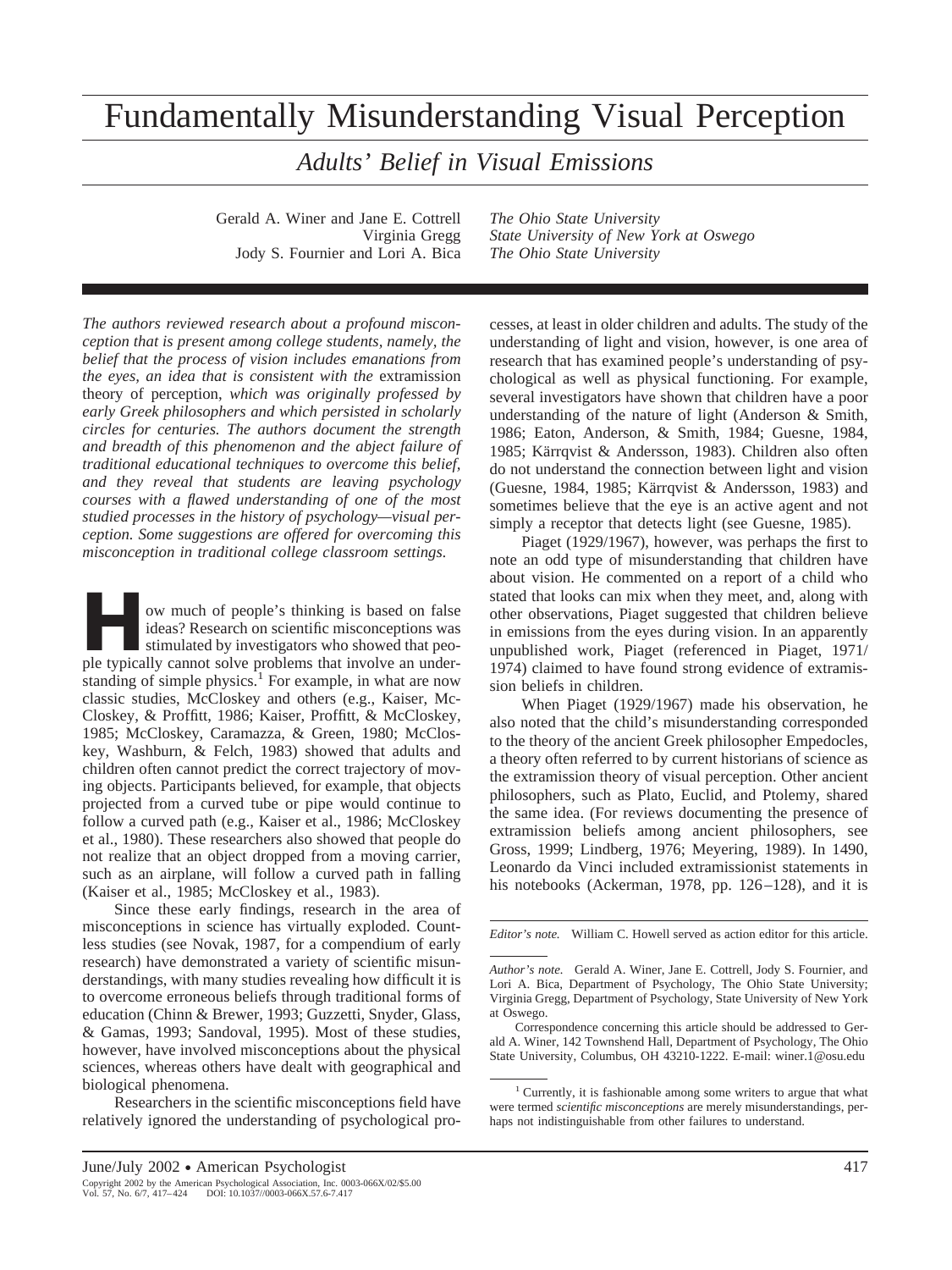# Fundamentally Misunderstanding Visual Perception

## *Adults' Belief in Visual Emissions*

Gerald A. Winer and Jane E. Cottrell — *The Ohio State University*
Virginia Gregg — *State University of New York at Oswego*
Jody S. Fournier and Lori A. Bica — *The Ohio State University*

*The authors reviewed research about a profound misconception that is present among college students, namely, the belief that the process of vision includes emanations from the eyes, an idea that is consistent with the* extramission theory *of perception, which was originally professed by early Greek philosophers and which persisted in scholarly circles for centuries. The authors document the strength and breadth of this phenomenon and the abject failure of traditional educational techniques to overcome this belief, and they reveal that students are leaving psychology courses with a flawed understanding of one of the most studied processes in the history of psychology—visual perception. Some suggestions are offered for overcoming this misconception in traditional college classroom settings.*

How much of people's thinking is based on false ideas? Research on scientific misconceptions was stimulated by investigators who showed that people typically cannot solve problems that involve an understanding of simple physics.[1] For example, in what are now classic studies, McCloskey and others (e.g., Kaiser, McCloskey, & Proffitt, 1986; Kaiser, Proffitt, & McCloskey, 1985; McCloskey, Caramazza, & Green, 1980; McCloskey, Washburn, & Felch, 1983) showed that adults and children often cannot predict the correct trajectory of moving objects. Participants believed, for example, that objects projected from a curved tube or pipe would continue to follow a curved path (e.g., Kaiser et al., 1986; McCloskey et al., 1980). These researchers also showed that people do not realize that an object dropped from a moving carrier, such as an airplane, will follow a curved path in falling (Kaiser et al., 1985; McCloskey et al., 1983).

Since these early findings, research in the area of misconceptions in science has virtually exploded. Countless studies (see Novak, 1987, for a compendium of early research) have demonstrated a variety of scientific misunderstandings, with many studies revealing how difficult it is to overcome erroneous beliefs through traditional forms of education (Chinn & Brewer, 1993; Guzzetti, Snyder, Glass, & Gamas, 1993; Sandoval, 1995). Most of these studies, however, have involved misconceptions about the physical sciences, whereas others have dealt with geographical and biological phenomena.

Researchers in the scientific misconceptions field have relatively ignored the understanding of psychological processes, at least in older children and adults. The study of the understanding of light and vision, however, is one area of research that has examined people's understanding of psychological as well as physical functioning. For example, several investigators have shown that children have a poor understanding of the nature of light (Anderson & Smith, 1986; Eaton, Anderson, & Smith, 1984; Guesne, 1984, 1985; Kärrqvist & Andersson, 1983). Children also often do not understand the connection between light and vision (Guesne, 1984, 1985; Kärrqvist & Andersson, 1983) and sometimes believe that the eye is an active agent and not simply a receptor that detects light (see Guesne, 1985).

Piaget (1929/1967), however, was perhaps the first to note an odd type of misunderstanding that children have about vision. He commented on a report of a child who stated that looks can mix when they meet, and, along with other observations, Piaget suggested that children believe in emissions from the eyes during vision. In an apparently unpublished work, Piaget (referenced in Piaget, 1971/1974) claimed to have found strong evidence of extramission beliefs in children.

When Piaget (1929/1967) made his observation, he also noted that the child's misunderstanding corresponded to the theory of the ancient Greek philosopher Empedocles, a theory often referred to by current historians of science as the extramission theory of visual perception. Other ancient philosophers, such as Plato, Euclid, and Ptolemy, shared the same idea. (For reviews documenting the presence of extramission beliefs among ancient philosophers, see Gross, 1999; Lindberg, 1976; Meyering, 1989). In 1490, Leonardo da Vinci included extramissionist statements in his notebooks (Ackerman, 1978, pp. 126–128), and it is

*Editor's note.* William C. Howell served as action editor for this article.

*Author's note.* Gerald A. Winer, Jane E. Cottrell, Jody S. Fournier, and Lori A. Bica, Department of Psychology, The Ohio State University; Virginia Gregg, Department of Psychology, State University of New York at Oswego.

Correspondence concerning this article should be addressed to Gerald A. Winer, 142 Townshend Hall, Department of Psychology, The Ohio State University, Columbus, OH 43210-1222. E-mail: winer.1@osu.edu

[1] Currently, it is fashionable among some writers to argue that what were termed *scientific misconceptions* are merely misunderstandings, perhaps not indistinguishable from other failures to understand.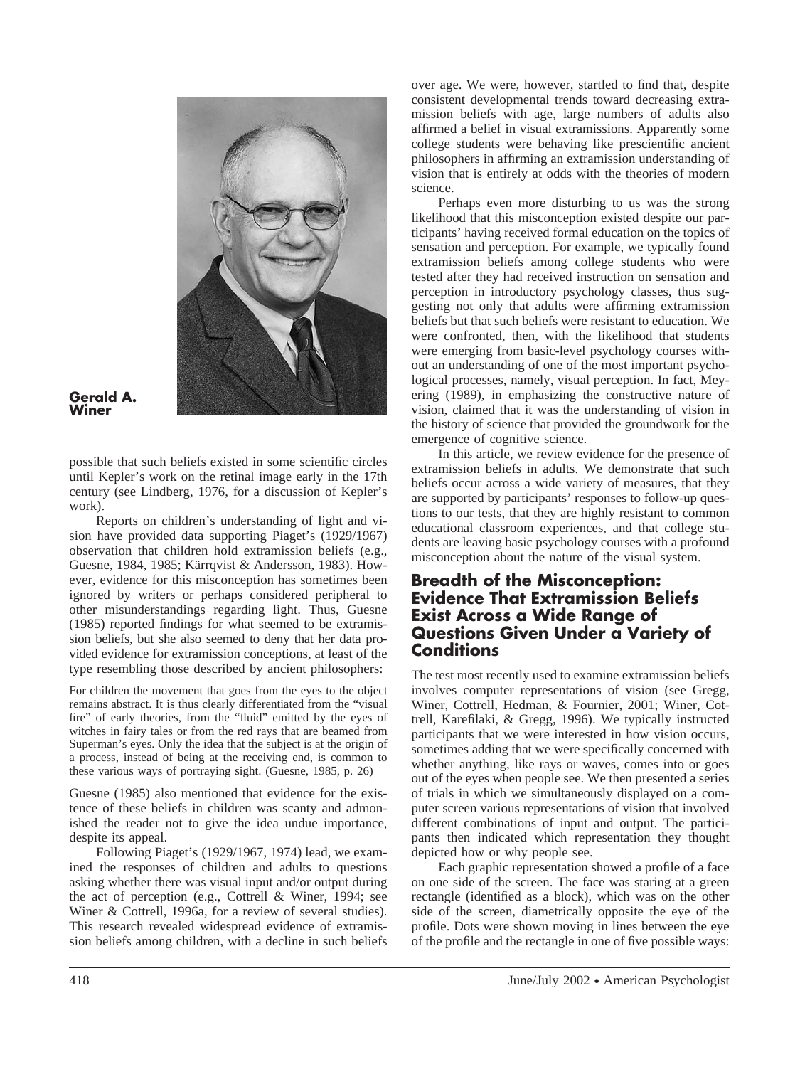**Gerald A. Winer**

possible that such beliefs existed in some scientific circles until Kepler's work on the retinal image early in the 17th century (see Lindberg, 1976, for a discussion of Kepler's work).

Reports on children's understanding of light and vision have provided data supporting Piaget's (1929/1967) observation that children hold extramission beliefs (e.g., Guesne, 1984, 1985; Kärrqvist & Andersson, 1983). However, evidence for this misconception has sometimes been ignored by writers or perhaps considered peripheral to other misunderstandings regarding light. Thus, Guesne (1985) reported findings for what seemed to be extramission beliefs, but she also seemed to deny that her data provided evidence for extramission conceptions, at least of the type resembling those described by ancient philosophers:

> For children the movement that goes from the eyes to the object remains abstract. It is thus clearly differentiated from the "visual fire" of early theories, from the "fluid" emitted by the eyes of witches in fairy tales or from the red rays that are beamed from Superman's eyes. Only the idea that the subject is at the origin of a process, instead of being at the receiving end, is common to these various ways of portraying sight. (Guesne, 1985, p. 26)

Guesne (1985) also mentioned that evidence for the existence of these beliefs in children was scanty and admonished the reader not to give the idea undue importance, despite its appeal.

Following Piaget's (1929/1967, 1974) lead, we examined the responses of children and adults to questions asking whether there was visual input and/or output during the act of perception (e.g., Cottrell & Winer, 1994; see Winer & Cottrell, 1996a, for a review of several studies). This research revealed widespread evidence of extramission beliefs among children, with a decline in such beliefs over age. We were, however, startled to find that, despite consistent developmental trends toward decreasing extramission beliefs with age, large numbers of adults also affirmed a belief in visual extramissions. Apparently some college students were behaving like prescientific ancient philosophers in affirming an extramission understanding of vision that is entirely at odds with the theories of modern science.

Perhaps even more disturbing to us was the strong likelihood that this misconception existed despite our participants' having received formal education on the topics of sensation and perception. For example, we typically found extramission beliefs among college students who were tested after they had received instruction on sensation and perception in introductory psychology classes, thus suggesting not only that adults were affirming extramission beliefs but that such beliefs were resistant to education. We were confronted, then, with the likelihood that students were emerging from basic-level psychology courses without an understanding of one of the most important psychological processes, namely, visual perception. In fact, Meyering (1989), in emphasizing the constructive nature of vision, claimed that it was the understanding of vision in the history of science that provided the groundwork for the emergence of cognitive science.

In this article, we review evidence for the presence of extramission beliefs in adults. We demonstrate that such beliefs occur across a wide variety of measures, that they are supported by participants' responses to follow-up questions to our tests, that they are highly resistant to common educational classroom experiences, and that college students are leaving basic psychology courses with a profound misconception about the nature of the visual system.

## Breadth of the Misconception: Evidence That Extramission Beliefs Exist Across a Wide Range of Questions Given Under a Variety of Conditions

The test most recently used to examine extramission beliefs involves computer representations of vision (see Gregg, Winer, Cottrell, Hedman, & Fournier, 2001; Winer, Cottrell, Karefilaki, & Gregg, 1996). We typically instructed participants that we were interested in how vision occurs, sometimes adding that we were specifically concerned with whether anything, like rays or waves, comes into or goes out of the eyes when people see. We then presented a series of trials in which we simultaneously displayed on a computer screen various representations of vision that involved different combinations of input and output. The participants then indicated which representation they thought depicted how or why people see.

Each graphic representation showed a profile of a face on one side of the screen. The face was staring at a green rectangle (identified as a block), which was on the other side of the screen, diametrically opposite the eye of the profile. Dots were shown moving in lines between the eye of the profile and the rectangle in one of five possible ways: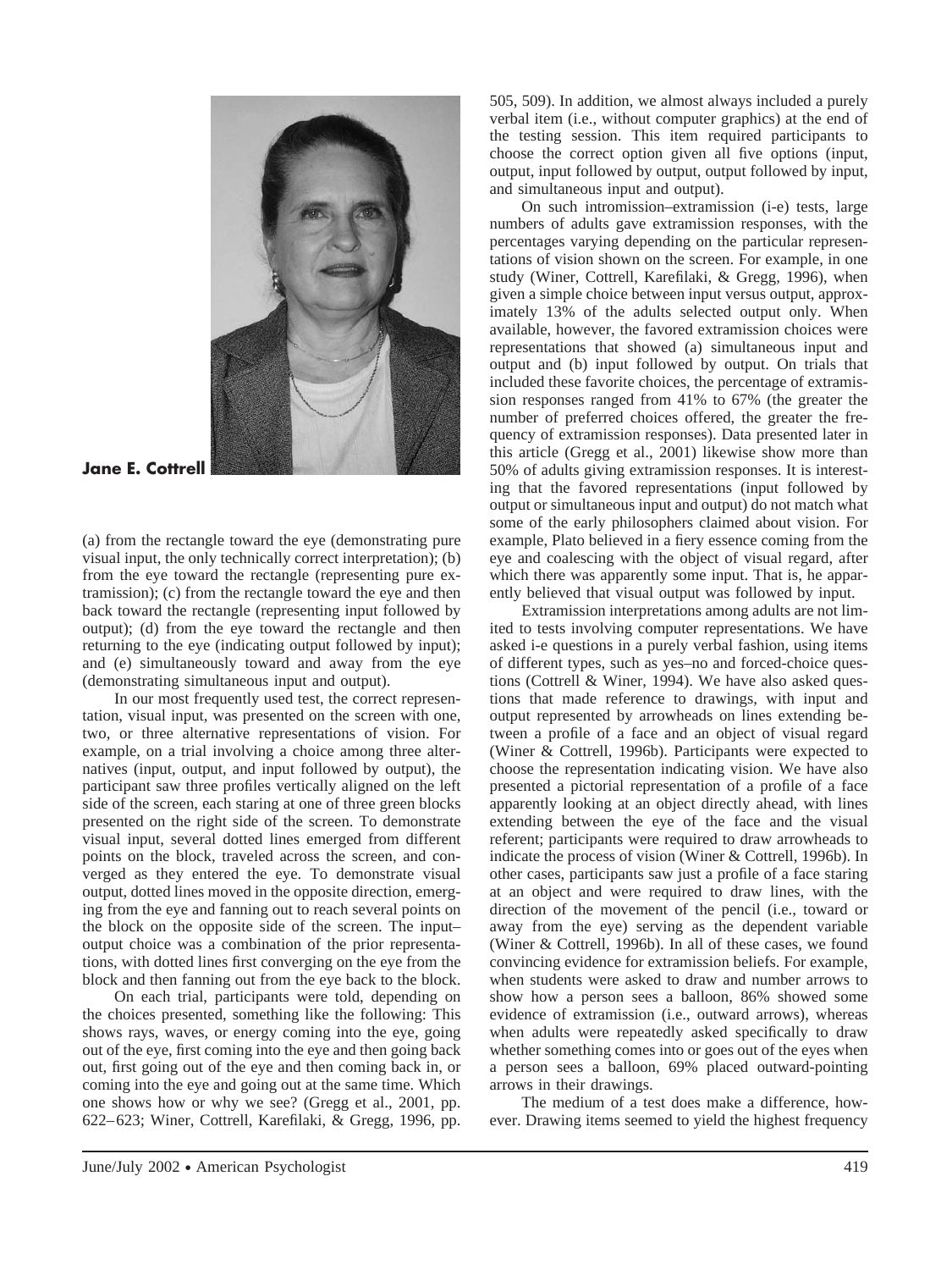**Jane E. Cottrell**

(a) from the rectangle toward the eye (demonstrating pure visual input, the only technically correct interpretation); (b) from the eye toward the rectangle (representing pure extramission); (c) from the rectangle toward the eye and then back toward the rectangle (representing input followed by output); (d) from the eye toward the rectangle and then returning to the eye (indicating output followed by input); and (e) simultaneously toward and away from the eye (demonstrating simultaneous input and output).

In our most frequently used test, the correct representation, visual input, was presented on the screen with one, two, or three alternative representations of vision. For example, on a trial involving a choice among three alternatives (input, output, and input followed by output), the participant saw three profiles vertically aligned on the left side of the screen, each staring at one of three green blocks presented on the right side of the screen. To demonstrate visual input, several dotted lines emerged from different points on the block, traveled across the screen, and converged as they entered the eye. To demonstrate visual output, dotted lines moved in the opposite direction, emerging from the eye and fanning out to reach several points on the block on the opposite side of the screen. The input–output choice was a combination of the prior representations, with dotted lines first converging on the eye from the block and then fanning out from the eye back to the block.

On each trial, participants were told, depending on the choices presented, something like the following: This shows rays, waves, or energy coming into the eye, going out of the eye, first coming into the eye and then going back out, first going out of the eye and then coming back in, or coming into the eye and going out at the same time. Which one shows how or why we see? (Gregg et al., 2001, pp. 622–623; Winer, Cottrell, Karefilaki, & Gregg, 1996, pp. 505, 509). In addition, we almost always included a purely verbal item (i.e., without computer graphics) at the end of the testing session. This item required participants to choose the correct option given all five options (input, output, input followed by output, output followed by input, and simultaneous input and output).

On such intromission–extramission (i-e) tests, large numbers of adults gave extramission responses, with the percentages varying depending on the particular representations of vision shown on the screen. For example, in one study (Winer, Cottrell, Karefilaki, & Gregg, 1996), when given a simple choice between input versus output, approximately 13% of the adults selected output only. When available, however, the favored extramission choices were representations that showed (a) simultaneous input and output and (b) input followed by output. On trials that included these favorite choices, the percentage of extramission responses ranged from 41% to 67% (the greater the number of preferred choices offered, the greater the frequency of extramission responses). Data presented later in this article (Gregg et al., 2001) likewise show more than 50% of adults giving extramission responses. It is interesting that the favored representations (input followed by output or simultaneous input and output) do not match what some of the early philosophers claimed about vision. For example, Plato believed in a fiery essence coming from the eye and coalescing with the object of visual regard, after which there was apparently some input. That is, he apparently believed that visual output was followed by input.

Extramission interpretations among adults are not limited to tests involving computer representations. We have asked i-e questions in a purely verbal fashion, using items of different types, such as yes–no and forced-choice questions (Cottrell & Winer, 1994). We have also asked questions that made reference to drawings, with input and output represented by arrowheads on lines extending between a profile of a face and an object of visual regard (Winer & Cottrell, 1996b). Participants were expected to choose the representation indicating vision. We have also presented a pictorial representation of a profile of a face apparently looking at an object directly ahead, with lines extending between the eye of the face and the visual referent; participants were required to draw arrowheads to indicate the process of vision (Winer & Cottrell, 1996b). In other cases, participants saw just a profile of a face staring at an object and were required to draw lines, with the direction of the movement of the pencil (i.e., toward or away from the eye) serving as the dependent variable (Winer & Cottrell, 1996b). In all of these cases, we found convincing evidence for extramission beliefs. For example, when students were asked to draw and number arrows to show how a person sees a balloon, 86% showed some evidence of extramission (i.e., outward arrows), whereas when adults were repeatedly asked specifically to draw whether something comes into or goes out of the eyes when a person sees a balloon, 69% placed outward-pointing arrows in their drawings.

The medium of a test does make a difference, however. Drawing items seemed to yield the highest frequency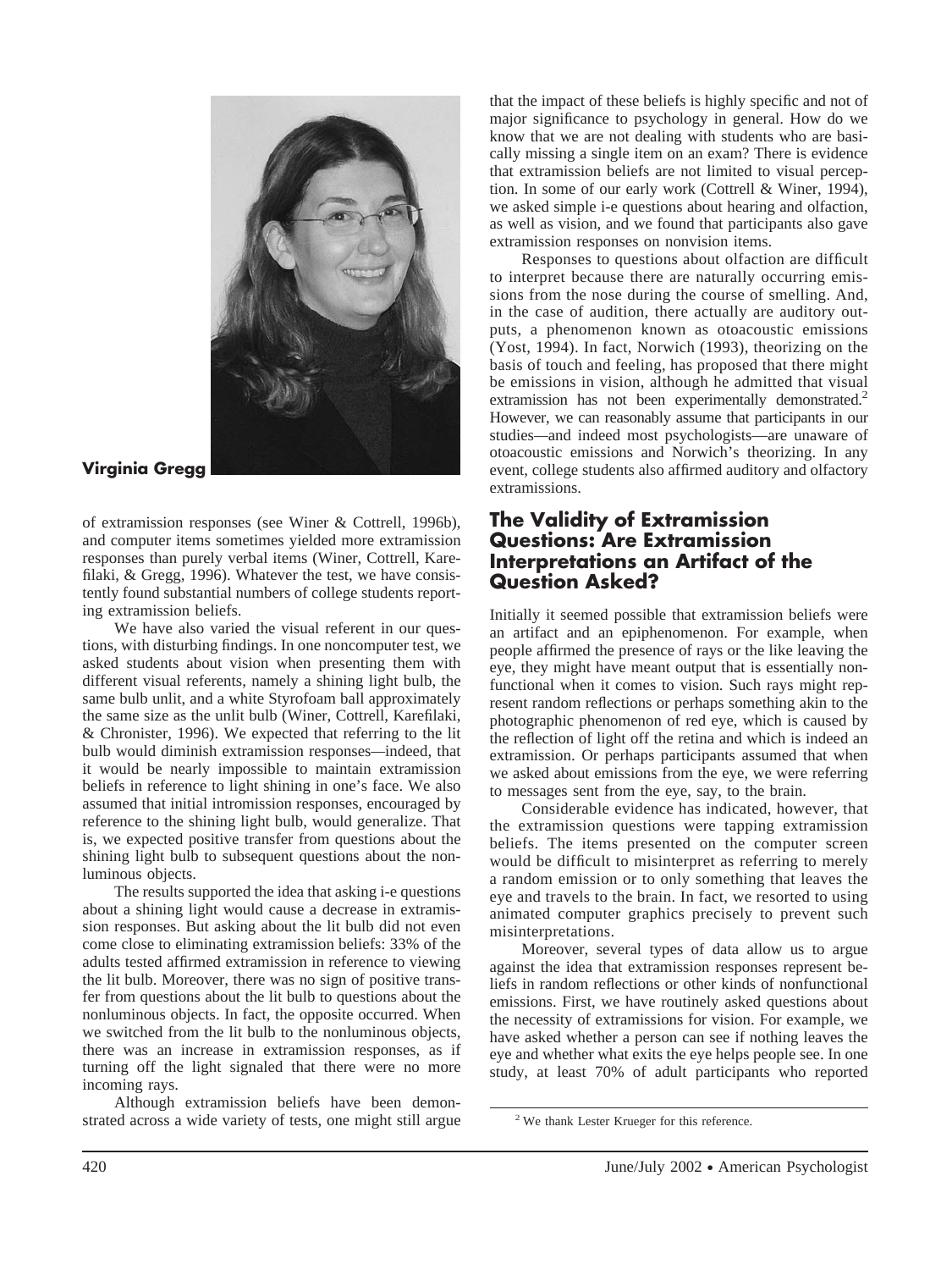**Virginia Gregg**

of extramission responses (see Winer & Cottrell, 1996b), and computer items sometimes yielded more extramission responses than purely verbal items (Winer, Cottrell, Karefilaki, & Gregg, 1996). Whatever the test, we have consistently found substantial numbers of college students reporting extramission beliefs.

We have also varied the visual referent in our questions, with disturbing findings. In one noncomputer test, we asked students about vision when presenting them with different visual referents, namely a shining light bulb, the same bulb unlit, and a white Styrofoam ball approximately the same size as the unlit bulb (Winer, Cottrell, Karefilaki, & Chronister, 1996). We expected that referring to the lit bulb would diminish extramission responses—indeed, that it would be nearly impossible to maintain extramission beliefs in reference to light shining in one's face. We also assumed that initial intromission responses, encouraged by reference to the shining light bulb, would generalize. That is, we expected positive transfer from questions about the shining light bulb to subsequent questions about the nonluminous objects.

The results supported the idea that asking i-e questions about a shining light would cause a decrease in extramission responses. But asking about the lit bulb did not even come close to eliminating extramission beliefs: 33% of the adults tested affirmed extramission in reference to viewing the lit bulb. Moreover, there was no sign of positive transfer from questions about the lit bulb to questions about the nonluminous objects. In fact, the opposite occurred. When we switched from the lit bulb to the nonluminous objects, there was an increase in extramission responses, as if turning off the light signaled that there were no more incoming rays.

Although extramission beliefs have been demonstrated across a wide variety of tests, one might still argue that the impact of these beliefs is highly specific and not of major significance to psychology in general. How do we know that we are not dealing with students who are basically missing a single item on an exam? There is evidence that extramission beliefs are not limited to visual perception. In some of our early work (Cottrell & Winer, 1994), we asked simple i-e questions about hearing and olfaction, as well as vision, and we found that participants also gave extramission responses on nonvision items.

Responses to questions about olfaction are difficult to interpret because there are naturally occurring emissions from the nose during the course of smelling. And, in the case of audition, there actually are auditory outputs, a phenomenon known as otoacoustic emissions (Yost, 1994). In fact, Norwich (1993), theorizing on the basis of touch and feeling, has proposed that there might be emissions in vision, although he admitted that visual extramission has not been experimentally demonstrated.[2] However, we can reasonably assume that participants in our studies—and indeed most psychologists—are unaware of otoacoustic emissions and Norwich's theorizing. In any event, college students also affirmed auditory and olfactory extramissions.

## The Validity of Extramission Questions: Are Extramission Interpretations an Artifact of the Question Asked?

Initially it seemed possible that extramission beliefs were an artifact and an epiphenomenon. For example, when people affirmed the presence of rays or the like leaving the eye, they might have meant output that is essentially nonfunctional when it comes to vision. Such rays might represent random reflections or perhaps something akin to the photographic phenomenon of red eye, which is caused by the reflection of light off the retina and which is indeed an extramission. Or perhaps participants assumed that when we asked about emissions from the eye, we were referring to messages sent from the eye, say, to the brain.

Considerable evidence has indicated, however, that the extramission questions were tapping extramission beliefs. The items presented on the computer screen would be difficult to misinterpret as referring to merely a random emission or to only something that leaves the eye and travels to the brain. In fact, we resorted to using animated computer graphics precisely to prevent such misinterpretations.

Moreover, several types of data allow us to argue against the idea that extramission responses represent beliefs in random reflections or other kinds of nonfunctional emissions. First, we have routinely asked questions about the necessity of extramissions for vision. For example, we have asked whether a person can see if nothing leaves the eye and whether what exits the eye helps people see. In one study, at least 70% of adult participants who reported

[2] We thank Lester Krueger for this reference.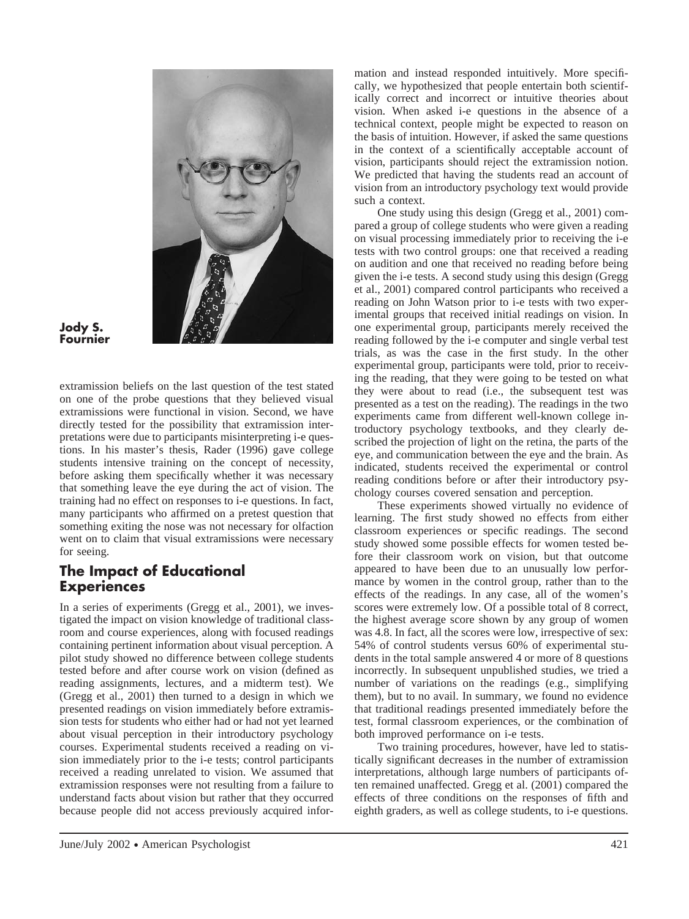**Jody S. Fournier**

extramission beliefs on the last question of the test stated on one of the probe questions that they believed visual extramissions were functional in vision. Second, we have directly tested for the possibility that extramission interpretations were due to participants misinterpreting i-e questions. In his master's thesis, Rader (1996) gave college students intensive training on the concept of necessity, before asking them specifically whether it was necessary that something leave the eye during the act of vision. The training had no effect on responses to i-e questions. In fact, many participants who affirmed on a pretest question that something exiting the nose was not necessary for olfaction went on to claim that visual extramissions were necessary for seeing.

## The Impact of Educational Experiences

In a series of experiments (Gregg et al., 2001), we investigated the impact on vision knowledge of traditional classroom and course experiences, along with focused readings containing pertinent information about visual perception. A pilot study showed no difference between college students tested before and after course work on vision (defined as reading assignments, lectures, and a midterm test). We (Gregg et al., 2001) then turned to a design in which we presented readings on vision immediately before extramission tests for students who either had or had not yet learned about visual perception in their introductory psychology courses. Experimental students received a reading on vision immediately prior to the i-e tests; control participants received a reading unrelated to vision. We assumed that extramission responses were not resulting from a failure to understand facts about vision but rather that they occurred because people did not access previously acquired information and instead responded intuitively. More specifically, we hypothesized that people entertain both scientifically correct and incorrect or intuitive theories about vision. When asked i-e questions in the absence of a technical context, people might be expected to reason on the basis of intuition. However, if asked the same questions in the context of a scientifically acceptable account of vision, participants should reject the extramission notion. We predicted that having the students read an account of vision from an introductory psychology text would provide such a context.

One study using this design (Gregg et al., 2001) compared a group of college students who were given a reading on visual processing immediately prior to receiving the i-e tests with two control groups: one that received a reading on audition and one that received no reading before being given the i-e tests. A second study using this design (Gregg et al., 2001) compared control participants who received a reading on John Watson prior to i-e tests with two experimental groups that received initial readings on vision. In one experimental group, participants merely received the reading followed by the i-e computer and single verbal test trials, as was the case in the first study. In the other experimental group, participants were told, prior to receiving the reading, that they were going to be tested on what they were about to read (i.e., the subsequent test was presented as a test on the reading). The readings in the two experiments came from different well-known college introductory psychology textbooks, and they clearly described the projection of light on the retina, the parts of the eye, and communication between the eye and the brain. As indicated, students received the experimental or control reading conditions before or after their introductory psychology courses covered sensation and perception.

These experiments showed virtually no evidence of learning. The first study showed no effects from either classroom experiences or specific readings. The second study showed some possible effects for women tested before their classroom work on vision, but that outcome appeared to have been due to an unusually low performance by women in the control group, rather than to the effects of the readings. In any case, all of the women's scores were extremely low. Of a possible total of 8 correct, the highest average score shown by any group of women was 4.8. In fact, all the scores were low, irrespective of sex: 54% of control students versus 60% of experimental students in the total sample answered 4 or more of 8 questions incorrectly. In subsequent unpublished studies, we tried a number of variations on the readings (e.g., simplifying them), but to no avail. In summary, we found no evidence that traditional readings presented immediately before the test, formal classroom experiences, or the combination of both improved performance on i-e tests.

Two training procedures, however, have led to statistically significant decreases in the number of extramission interpretations, although large numbers of participants often remained unaffected. Gregg et al. (2001) compared the effects of three conditions on the responses of fifth and eighth graders, as well as college students, to i-e questions.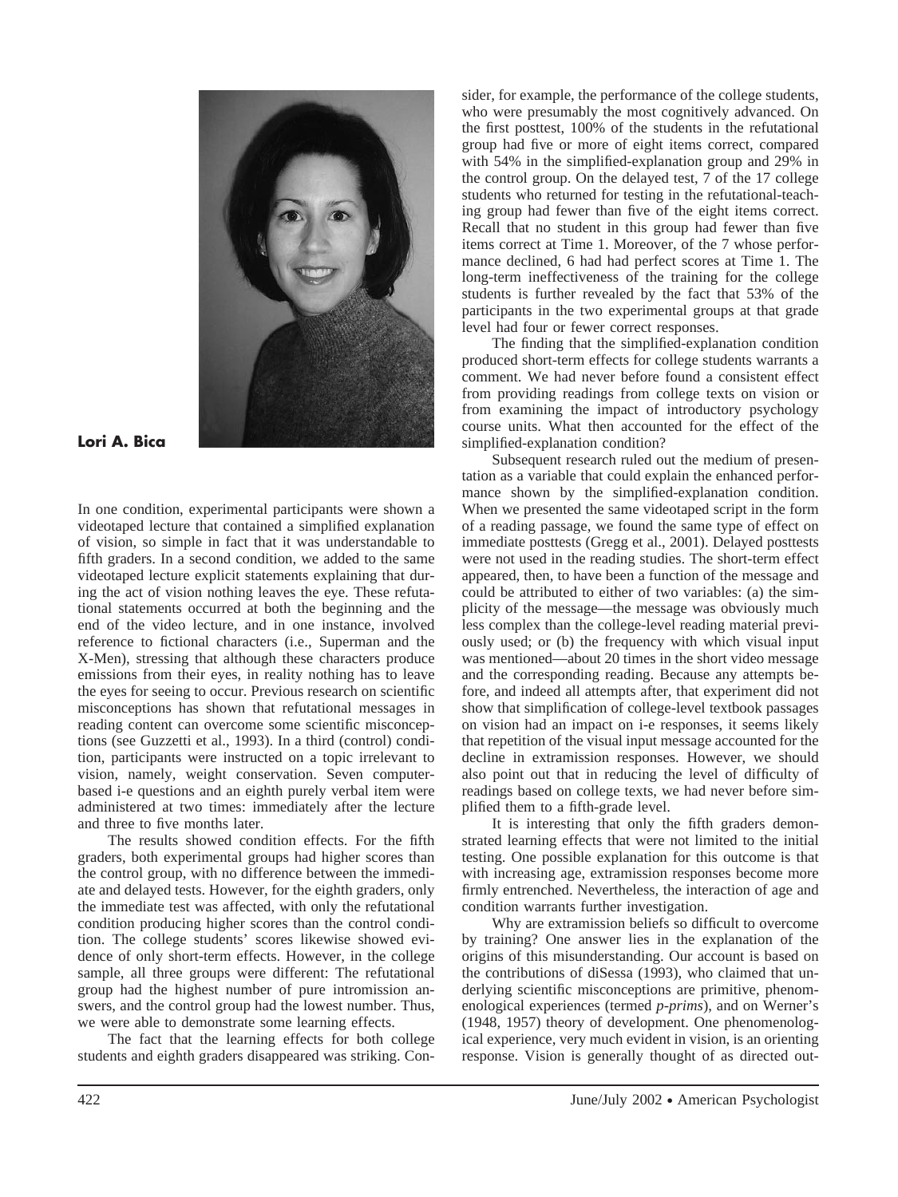**Lori A. Bica**

In one condition, experimental participants were shown a videotaped lecture that contained a simplified explanation of vision, so simple in fact that it was understandable to fifth graders. In a second condition, we added to the same videotaped lecture explicit statements explaining that during the act of vision nothing leaves the eye. These refutational statements occurred at both the beginning and the end of the video lecture, and in one instance, involved reference to fictional characters (i.e., Superman and the X-Men), stressing that although these characters produce emissions from their eyes, in reality nothing has to leave the eyes for seeing to occur. Previous research on scientific misconceptions has shown that refutational messages in reading content can overcome some scientific misconceptions (see Guzzetti et al., 1993). In a third (control) condition, participants were instructed on a topic irrelevant to vision, namely, weight conservation. Seven computer-based i-e questions and an eighth purely verbal item were administered at two times: immediately after the lecture and three to five months later.

The results showed condition effects. For the fifth graders, both experimental groups had higher scores than the control group, with no difference between the immediate and delayed tests. However, for the eighth graders, only the immediate test was affected, with only the refutational condition producing higher scores than the control condition. The college students' scores likewise showed evidence of only short-term effects. However, in the college sample, all three groups were different: The refutational group had the highest number of pure intromission answers, and the control group had the lowest number. Thus, we were able to demonstrate some learning effects.

The fact that the learning effects for both college students and eighth graders disappeared was striking. Consider, for example, the performance of the college students, who were presumably the most cognitively advanced. On the first posttest, 100% of the students in the refutational group had five or more of eight items correct, compared with 54% in the simplified-explanation group and 29% in the control group. On the delayed test, 7 of the 17 college students who returned for testing in the refutational-teaching group had fewer than five of the eight items correct. Recall that no student in this group had fewer than five items correct at Time 1. Moreover, of the 7 whose performance declined, 6 had had perfect scores at Time 1. The long-term ineffectiveness of the training for the college students is further revealed by the fact that 53% of the participants in the two experimental groups at that grade level had four or fewer correct responses.

The finding that the simplified-explanation condition produced short-term effects for college students warrants a comment. We had never before found a consistent effect from providing readings from college texts on vision or from examining the impact of introductory psychology course units. What then accounted for the effect of the simplified-explanation condition?

Subsequent research ruled out the medium of presentation as a variable that could explain the enhanced performance shown by the simplified-explanation condition. When we presented the same videotaped script in the form of a reading passage, we found the same type of effect on immediate posttests (Gregg et al., 2001). Delayed posttests were not used in the reading studies. The short-term effect appeared, then, to have been a function of the message and could be attributed to either of two variables: (a) the simplicity of the message—the message was obviously much less complex than the college-level reading material previously used; or (b) the frequency with which visual input was mentioned—about 20 times in the short video message and the corresponding reading. Because any attempts before, and indeed all attempts after, that experiment did not show that simplification of college-level textbook passages on vision had an impact on i-e responses, it seems likely that repetition of the visual input message accounted for the decline in extramission responses. However, we should also point out that in reducing the level of difficulty of readings based on college texts, we had never before simplified them to a fifth-grade level.

It is interesting that only the fifth graders demonstrated learning effects that were not limited to the initial testing. One possible explanation for this outcome is that with increasing age, extramission responses become more firmly entrenched. Nevertheless, the interaction of age and condition warrants further investigation.

Why are extramission beliefs so difficult to overcome by training? One answer lies in the explanation of the origins of this misunderstanding. Our account is based on the contributions of diSessa (1993), who claimed that underlying scientific misconceptions are primitive, phenomenological experiences (termed *p-prims*), and on Werner's (1948, 1957) theory of development. One phenomenological experience, very much evident in vision, is an orienting response. Vision is generally thought of as directed out-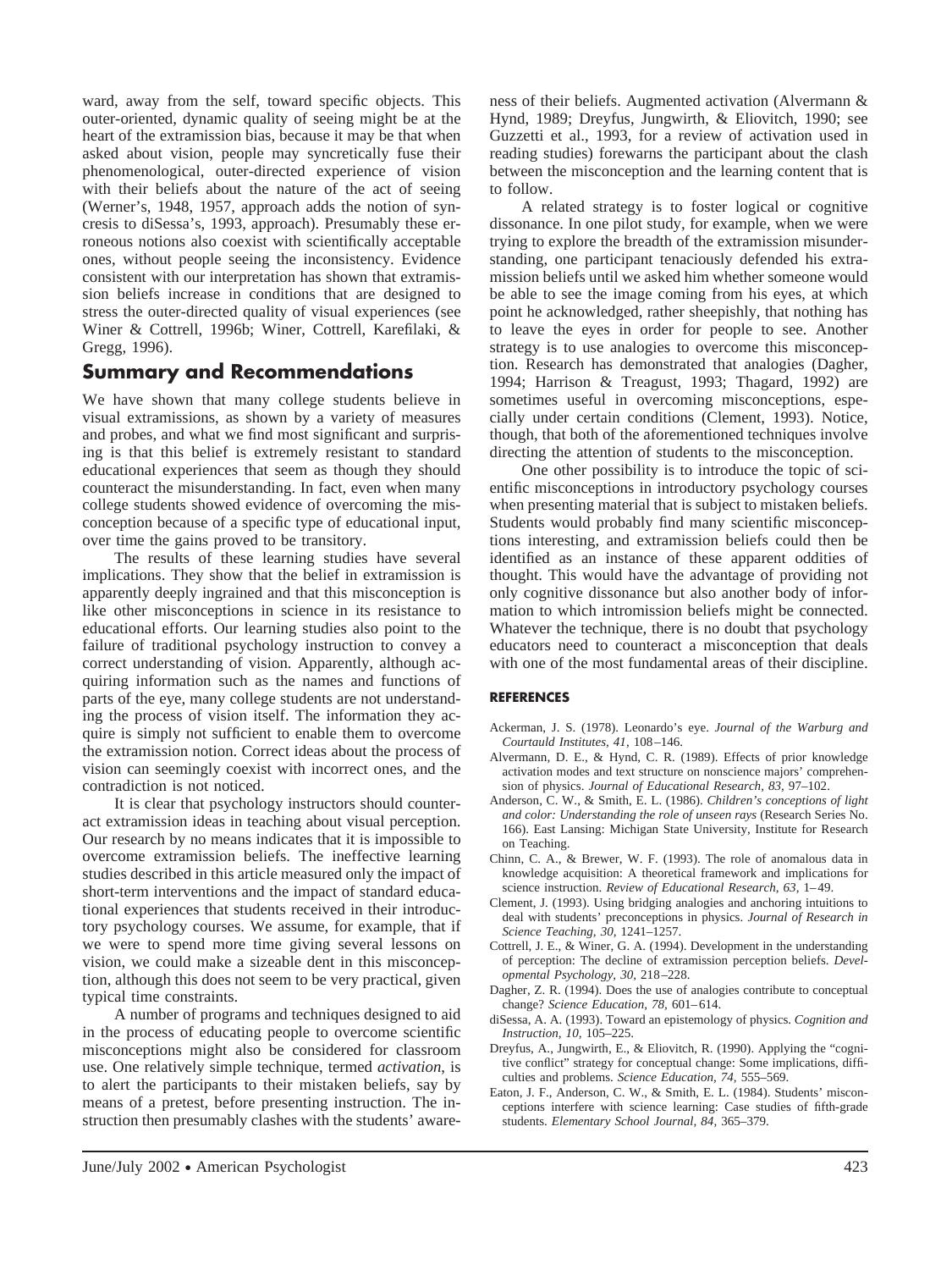ward, away from the self, toward specific objects. This outer-oriented, dynamic quality of seeing might be at the heart of the extramission bias, because it may be that when asked about vision, people may syncretically fuse their phenomenological, outer-directed experience of vision with their beliefs about the nature of the act of seeing (Werner's, 1948, 1957, approach adds the notion of syncresis to diSessa's, 1993, approach). Presumably these erroneous notions also coexist with scientifically acceptable ones, without people seeing the inconsistency. Evidence consistent with our interpretation has shown that extramission beliefs increase in conditions that are designed to stress the outer-directed quality of visual experiences (see Winer & Cottrell, 1996b; Winer, Cottrell, Karefilaki, & Gregg, 1996).

## Summary and Recommendations

We have shown that many college students believe in visual extramissions, as shown by a variety of measures and probes, and what we find most significant and surprising is that this belief is extremely resistant to standard educational experiences that seem as though they should counteract the misunderstanding. In fact, even when many college students showed evidence of overcoming the misconception because of a specific type of educational input, over time the gains proved to be transitory.

The results of these learning studies have several implications. They show that the belief in extramission is apparently deeply ingrained and that this misconception is like other misconceptions in science in its resistance to educational efforts. Our learning studies also point to the failure of traditional psychology instruction to convey a correct understanding of vision. Apparently, although acquiring information such as the names and functions of parts of the eye, many college students are not understanding the process of vision itself. The information they acquire is simply not sufficient to enable them to overcome the extramission notion. Correct ideas about the process of vision can seemingly coexist with incorrect ones, and the contradiction is not noticed.

It is clear that psychology instructors should counteract extramission ideas in teaching about visual perception. Our research by no means indicates that it is impossible to overcome extramission beliefs. The ineffective learning studies described in this article measured only the impact of short-term interventions and the impact of standard educational experiences that students received in their introductory psychology courses. We assume, for example, that if we were to spend more time giving several lessons on vision, we could make a sizeable dent in this misconception, although this does not seem to be very practical, given typical time constraints.

A number of programs and techniques designed to aid in the process of educating people to overcome scientific misconceptions might also be considered for classroom use. One relatively simple technique, termed *activation*, is to alert the participants to their mistaken beliefs, say by means of a pretest, before presenting instruction. The instruction then presumably clashes with the students' awareness of their beliefs. Augmented activation (Alvermann & Hynd, 1989; Dreyfus, Jungwirth, & Eliovitch, 1990; see Guzzetti et al., 1993, for a review of activation used in reading studies) forewarns the participant about the clash between the misconception and the learning content that is to follow.

A related strategy is to foster logical or cognitive dissonance. In one pilot study, for example, when we were trying to explore the breadth of the extramission misunderstanding, one participant tenaciously defended his extramission beliefs until we asked him whether someone would be able to see the image coming from his eyes, at which point he acknowledged, rather sheepishly, that nothing has to leave the eyes in order for people to see. Another strategy is to use analogies to overcome this misconception. Research has demonstrated that analogies (Dagher, 1994; Harrison & Treagust, 1993; Thagard, 1992) are sometimes useful in overcoming misconceptions, especially under certain conditions (Clement, 1993). Notice, though, that both of the aforementioned techniques involve directing the attention of students to the misconception.

One other possibility is to introduce the topic of scientific misconceptions in introductory psychology courses when presenting material that is subject to mistaken beliefs. Students would probably find many scientific misconceptions interesting, and extramission beliefs could then be identified as an instance of these apparent oddities of thought. This would have the advantage of providing not only cognitive dissonance but also another body of information to which intromission beliefs might be connected. Whatever the technique, there is no doubt that psychology educators need to counteract a misconception that deals with one of the most fundamental areas of their discipline.

#### REFERENCES

Ackerman, J. S. (1978). Leonardo's eye. *Journal of the Warburg and Courtauld Institutes, 41,* 108–146.

Alvermann, D. E., & Hynd, C. R. (1989). Effects of prior knowledge activation modes and text structure on nonscience majors' comprehension of physics. *Journal of Educational Research, 83,* 97–102.

Anderson, C. W., & Smith, E. L. (1986). *Children's conceptions of light and color: Understanding the role of unseen rays* (Research Series No. 166). East Lansing: Michigan State University, Institute for Research on Teaching.

Chinn, C. A., & Brewer, W. F. (1993). The role of anomalous data in knowledge acquisition: A theoretical framework and implications for science instruction. *Review of Educational Research, 63,* 1–49.

Clement, J. (1993). Using bridging analogies and anchoring intuitions to deal with students' preconceptions in physics. *Journal of Research in Science Teaching, 30,* 1241–1257.

Cottrell, J. E., & Winer, G. A. (1994). Development in the understanding of perception: The decline of extramission perception beliefs. *Developmental Psychology, 30,* 218–228.

Dagher, Z. R. (1994). Does the use of analogies contribute to conceptual change? *Science Education, 78,* 601–614.

diSessa, A. A. (1993). Toward an epistemology of physics. *Cognition and Instruction, 10,* 105–225.

Dreyfus, A., Jungwirth, E., & Eliovitch, R. (1990). Applying the "cognitive conflict" strategy for conceptual change: Some implications, difficulties and problems. *Science Education, 74,* 555–569.

Eaton, J. F., Anderson, C. W., & Smith, E. L. (1984). Students' misconceptions interfere with science learning: Case studies of fifth-grade students. *Elementary School Journal, 84,* 365–379.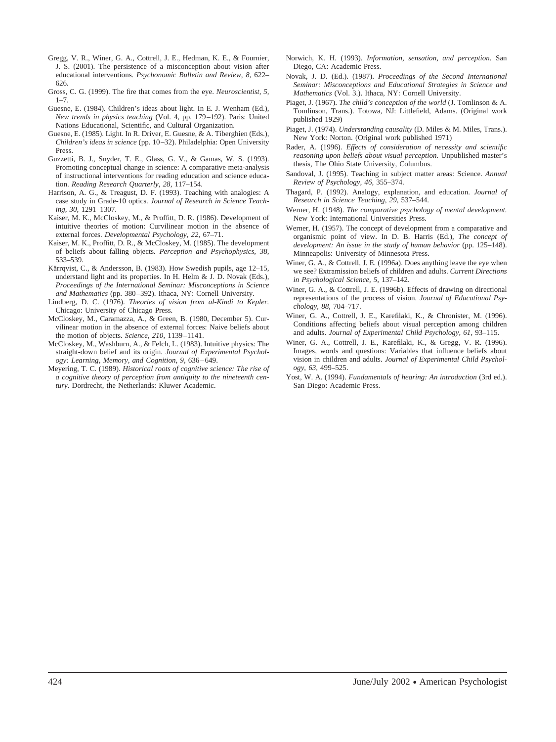Gregg, V. R., Winer, G. A., Cottrell, J. E., Hedman, K. E., & Fournier, J. S. (2001). The persistence of a misconception about vision after educational interventions. *Psychonomic Bulletin and Review, 8,* 622–626.

Gross, C. G. (1999). The fire that comes from the eye. *Neuroscientist, 5,* 1–7.

Guesne, E. (1984). Children's ideas about light. In E. J. Wenham (Ed.), *New trends in physics teaching* (Vol. 4, pp. 179–192). Paris: United Nations Educational, Scientific, and Cultural Organization.

Guesne, E. (1985). Light. In R. Driver, E. Guesne, & A. Tiberghien (Eds.), *Children's ideas in science* (pp. 10–32). Philadelphia: Open University Press.

Guzzetti, B. J., Snyder, T. E., Glass, G. V., & Gamas, W. S. (1993). Promoting conceptual change in science: A comparative meta-analysis of instructional interventions for reading education and science education. *Reading Research Quarterly, 28,* 117–154.

Harrison, A. G., & Treagust, D. F. (1993). Teaching with analogies: A case study in Grade-10 optics. *Journal of Research in Science Teaching, 30,* 1291–1307.

Kaiser, M. K., McCloskey, M., & Proffitt, D. R. (1986). Development of intuitive theories of motion: Curvilinear motion in the absence of external forces. *Developmental Psychology, 22,* 67–71.

Kaiser, M. K., Proffitt, D. R., & McCloskey, M. (1985). The development of beliefs about falling objects. *Perception and Psychophysics, 38,* 533–539.

Kärrqvist, C., & Andersson, B. (1983). How Swedish pupils, age 12–15, understand light and its properties. In H. Helm & J. D. Novak (Eds.), *Proceedings of the International Seminar: Misconceptions in Science and Mathematics* (pp. 380–392). Ithaca, NY: Cornell University.

Lindberg, D. C. (1976). *Theories of vision from al-Kindi to Kepler.* Chicago: University of Chicago Press.

McCloskey, M., Caramazza, A., & Green, B. (1980, December 5). Curvilinear motion in the absence of external forces: Naive beliefs about the motion of objects. *Science, 210,* 1139–1141.

McCloskey, M., Washburn, A., & Felch, L. (1983). Intuitive physics: The straight-down belief and its origin. *Journal of Experimental Psychology: Learning, Memory, and Cognition, 9,* 636–649.

Meyering, T. C. (1989). *Historical roots of cognitive science: The rise of a cognitive theory of perception from antiquity to the nineteenth century.* Dordrecht, the Netherlands: Kluwer Academic.

Norwich, K. H. (1993). *Information, sensation, and perception.* San Diego, CA: Academic Press.

Novak, J. D. (Ed.). (1987). *Proceedings of the Second International Seminar: Misconceptions and Educational Strategies in Science and Mathematics* (Vol. 3.). Ithaca, NY: Cornell University.

Piaget, J. (1967). *The child's conception of the world* (J. Tomlinson & A. Tomlinson, Trans.). Totowa, NJ: Littlefield, Adams. (Original work published 1929)

Piaget, J. (1974). *Understanding causality* (D. Miles & M. Miles, Trans.). New York: Norton. (Original work published 1971)

Rader, A. (1996). *Effects of consideration of necessity and scientific reasoning upon beliefs about visual perception.* Unpublished master's thesis, The Ohio State University, Columbus.

Sandoval, J. (1995). Teaching in subject matter areas: Science. *Annual Review of Psychology, 46,* 355–374.

Thagard, P. (1992). Analogy, explanation, and education. *Journal of Research in Science Teaching, 29,* 537–544.

Werner, H. (1948). *The comparative psychology of mental development.* New York: International Universities Press.

Werner, H. (1957). The concept of development from a comparative and organismic point of view. In D. B. Harris (Ed.), *The concept of development: An issue in the study of human behavior* (pp. 125–148). Minneapolis: University of Minnesota Press.

Winer, G. A., & Cottrell, J. E. (1996a). Does anything leave the eye when we see? Extramission beliefs of children and adults. *Current Directions in Psychological Science, 5,* 137–142.

Winer, G. A., & Cottrell, J. E. (1996b). Effects of drawing on directional representations of the process of vision. *Journal of Educational Psychology, 88,* 704–717.

Winer, G. A., Cottrell, J. E., Karefilaki, K., & Chronister, M. (1996). Conditions affecting beliefs about visual perception among children and adults. *Journal of Experimental Child Psychology, 61,* 93–115.

Winer, G. A., Cottrell, J. E., Karefilaki, K., & Gregg, V. R. (1996). Images, words and questions: Variables that influence beliefs about vision in children and adults. *Journal of Experimental Child Psychology, 63,* 499–525.

Yost, W. A. (1994). *Fundamentals of hearing: An introduction* (3rd ed.). San Diego: Academic Press.